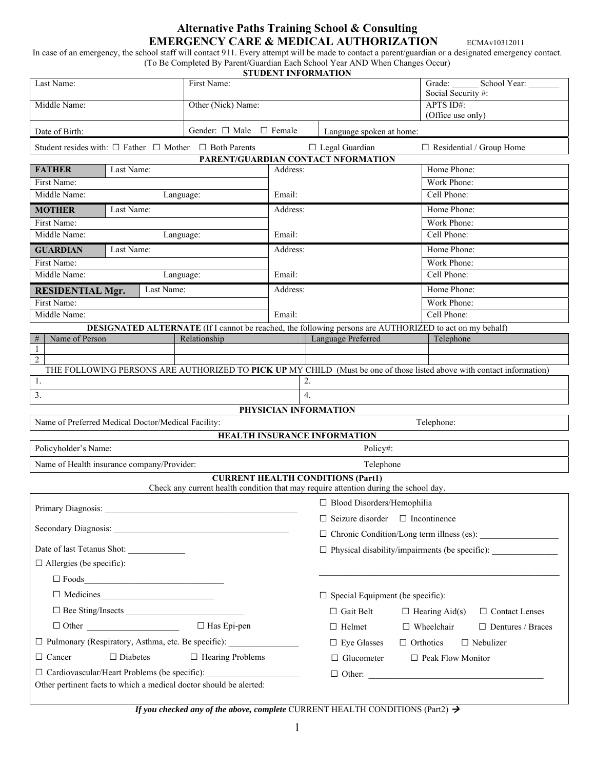# Alternative Paths Training School & Consulting

## EMERGENCY CARE & MEDICAL AUTHORIZATION

ECMAv10312011

In case of an emergency, the school staff will contact 911. Every attempt will be made to contact a parent/guardian or a designated emergency contact.

(To Be Completed By Parent/Guardian Each School Year AND When Changes Occur)

### STUDENT INFORMATION

| | | | |
|---|---|---|---|
| Last Name: | First Name: | | Grade: ______ School Year: _______ Social Security #: |
| Middle Name: | Other (Nick) Name: | | APTS ID#: (Office use only) |
| Date of Birth: | Gender: ☐ Male ☐ Female | Language spoken at home: | |

Student resides with: ☐ Father ☐ Mother ☐ Both Parents ☐ Legal Guardian ☐ Residential / Group Home

### PARENT/GUARDIAN CONTACT NFORMATION

| | | | |
|---|---|---|---|
| **FATHER** | Last Name: | Address: | Home Phone: |
| First Name: | | | Work Phone: |
| Middle Name: | Language: | Email: | Cell Phone: |
| **MOTHER** | Last Name: | Address: | Home Phone: |
| First Name: | | | Work Phone: |
| Middle Name: | Language: | Email: | Cell Phone: |
| **GUARDIAN** | Last Name: | Address: | Home Phone: |
| First Name: | | | Work Phone: |
| Middle Name: | Language: | Email: | Cell Phone: |
| **RESIDENTIAL Mgr.** | Last Name: | Address: | Home Phone: |
| First Name: | | | Work Phone: |
| Middle Name: | | Email: | Cell Phone: |

**DESIGNATED ALTERNATE** (If I cannot be reached, the following persons are AUTHORIZED to act on my behalf)

| # | Name of Person | Relationship | Language Preferred | Telephone |
|---|---|---|---|---|
| 1 | | | | |
| 2 | | | | |

THE FOLLOWING PERSONS ARE AUTHORIZED TO **PICK UP** MY CHILD (Must be one of those listed above with contact information)

| | |
|---|---|
| 1. | 2. |
| 3. | 4. |

### PHYSICIAN INFORMATION

| | |
|---|---|
| Name of Preferred Medical Doctor/Medical Facility: | Telephone: |

### HEALTH INSURANCE INFORMATION

| | |
|---|---|
| Policyholder's Name: | Policy#: |
| Name of Health insurance company/Provider: | Telephone |

### CURRENT HEALTH CONDITIONS (Part1)

Check any current health condition that may require attention during the school day.

Primary Diagnosis: ____________________________________________

Secondary Diagnosis: __________________________________________

Date of last Tetanus Shot: _____________

☐ Allergies (be specific):

- ☐ Foods________________________________
- ☐ Medicines__________________________
- ☐ Bee Sting/Insects ___________________________
- ☐ Other _____________________ ☐ Has Epi-pen

☐ Pulmonary (Respiratory, Asthma, etc. Be specific): ________________

☐ Cancer ☐ Diabetes ☐ Hearing Problems

☐ Cardiovascular/Heart Problems (be specific): _____________________

☐ Blood Disorders/Hemophilia

☐ Seizure disorder ☐ Incontinence

☐ Chronic Condition/Long term illness (es): __________________

☐ Physical disability/impairments (be specific): _______________

_____________________________________________________

☐ Special Equipment (be specific):

- ☐ Gait Belt ☐ Hearing Aid(s) ☐ Contact Lenses
- ☐ Helmet ☐ Wheelchair ☐ Dentures / Braces
- ☐ Eye Glasses ☐ Orthotics ☐ Nebulizer
- ☐ Glucometer ☐ Peak Flow Monitor
- ☐ Other: ________________________________________

Other pertinent facts to which a medical doctor should be alerted:

***If you checked any of the above, complete*** CURRENT HEALTH CONDITIONS (Part2) →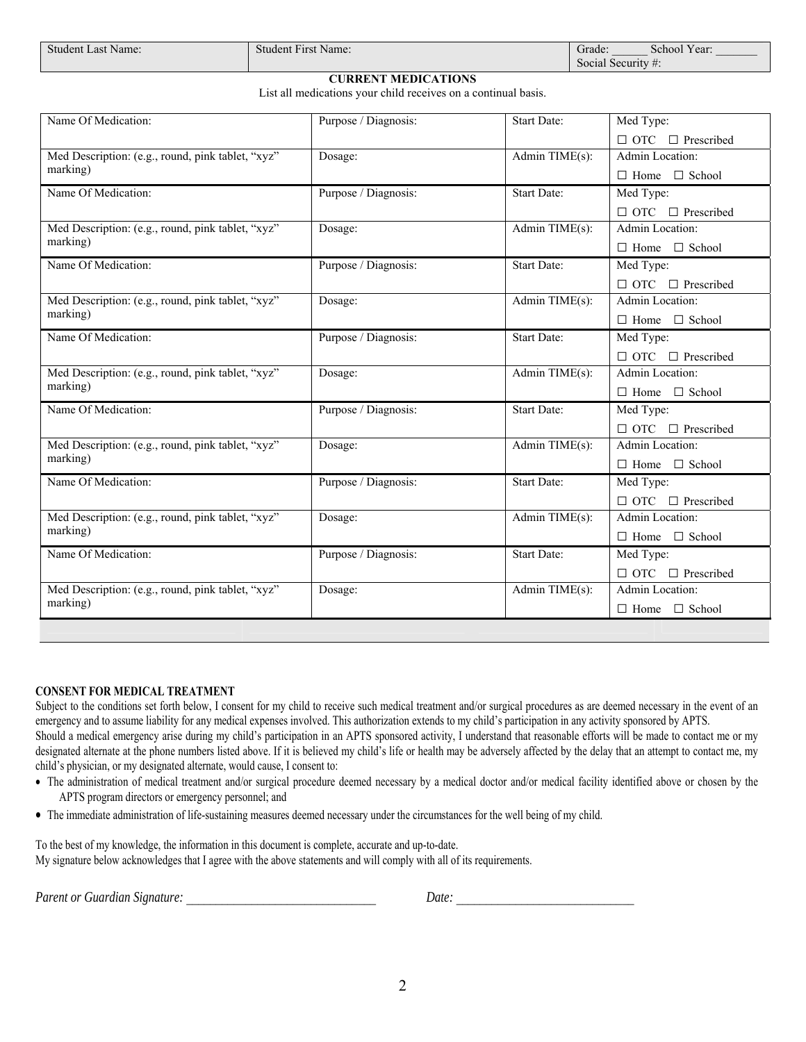| Student Last Name: | Student First Name: | Grade: ______ School Year: _______ Social Security #: |
|---|---|---|

**CURRENT MEDICATIONS**

List all medications your child receives on a continual basis.

| | | | |
|---|---|---|---|
| Name Of Medication: | Purpose / Diagnosis: | Start Date: | Med Type: ☐ OTC ☐ Prescribed |
| Med Description: (e.g., round, pink tablet, "xyz" marking) | Dosage: | Admin TIME(s): | Admin Location: ☐ Home ☐ School |
| Name Of Medication: | Purpose / Diagnosis: | Start Date: | Med Type: ☐ OTC ☐ Prescribed |
| Med Description: (e.g., round, pink tablet, "xyz" marking) | Dosage: | Admin TIME(s): | Admin Location: ☐ Home ☐ School |
| Name Of Medication: | Purpose / Diagnosis: | Start Date: | Med Type: ☐ OTC ☐ Prescribed |
| Med Description: (e.g., round, pink tablet, "xyz" marking) | Dosage: | Admin TIME(s): | Admin Location: ☐ Home ☐ School |
| Name Of Medication: | Purpose / Diagnosis: | Start Date: | Med Type: ☐ OTC ☐ Prescribed |
| Med Description: (e.g., round, pink tablet, "xyz" marking) | Dosage: | Admin TIME(s): | Admin Location: ☐ Home ☐ School |
| Name Of Medication: | Purpose / Diagnosis: | Start Date: | Med Type: ☐ OTC ☐ Prescribed |
| Med Description: (e.g., round, pink tablet, "xyz" marking) | Dosage: | Admin TIME(s): | Admin Location: ☐ Home ☐ School |
| Name Of Medication: | Purpose / Diagnosis: | Start Date: | Med Type: ☐ OTC ☐ Prescribed |
| Med Description: (e.g., round, pink tablet, "xyz" marking) | Dosage: | Admin TIME(s): | Admin Location: ☐ Home ☐ School |
| Name Of Medication: | Purpose / Diagnosis: | Start Date: | Med Type: ☐ OTC ☐ Prescribed |
| Med Description: (e.g., round, pink tablet, "xyz" marking) | Dosage: | Admin TIME(s): | Admin Location: ☐ Home ☐ School |

**CONSENT FOR MEDICAL TREATMENT**

Subject to the conditions set forth below, I consent for my child to receive such medical treatment and/or surgical procedures as are deemed necessary in the event of an emergency and to assume liability for any medical expenses involved. This authorization extends to my child's participation in any activity sponsored by APTS.

Should a medical emergency arise during my child's participation in an APTS sponsored activity, I understand that reasonable efforts will be made to contact me or my designated alternate at the phone numbers listed above. If it is believed my child's life or health may be adversely affected by the delay that an attempt to contact me, my child's physician, or my designated alternate, would cause, I consent to:

- The administration of medical treatment and/or surgical procedure deemed necessary by a medical doctor and/or medical facility identified above or chosen by the APTS program directors or emergency personnel; and
- The immediate administration of life-sustaining measures deemed necessary under the circumstances for the well being of my child.

To the best of my knowledge, the information in this document is complete, accurate and up-to-date.
My signature below acknowledges that I agree with the above statements and will comply with all of its requirements.

*Parent or Guardian Signature:* ______________________________ *Date:* ____________________________